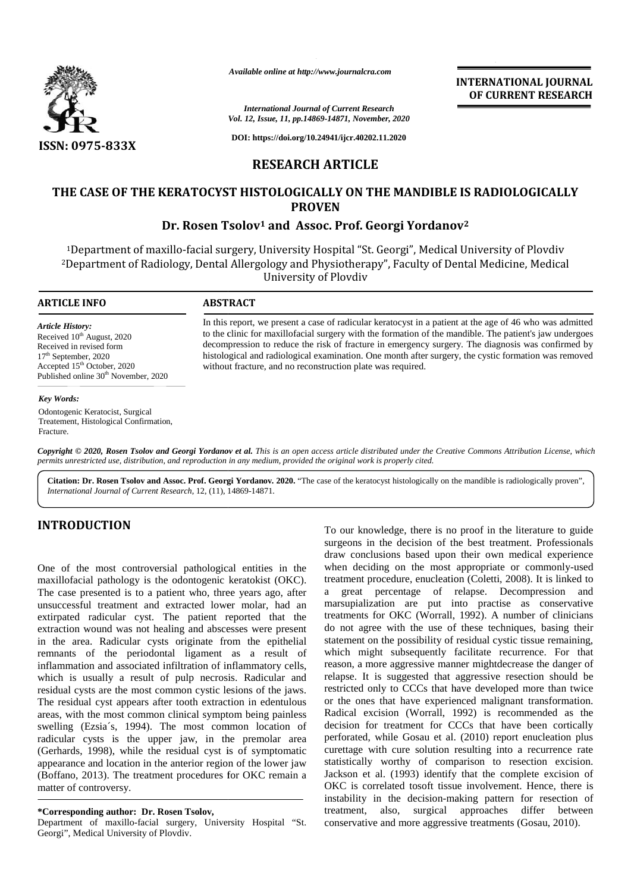# RESEARCH ARTICLE

# THE CASE OF THE KERATOCYST HISTOLOGICALLY ON THE MANDIBLE IS RADIOLOGICALLY PROVEN

**Dr. Rosen Tsolov[1] and Assoc. Prof. Georgi Yordanov[2]**

[1]Department of maxillo-facial surgery, University Hospital "St. Georgi", Medical University of Plovdiv
[2]Department of Radiology, Dental Allergology and Physiotherapy", Faculty of Dental Medicine, Medical University of Plovdiv

## ARTICLE INFO

*Article History:*
Received 10th August, 2020
Received in revised form
17th September, 2020
Accepted 15th October, 2020
Published online 30th November, 2020

*Key Words:*
Odontogenic Keratocist, Surgical Treatement, Histological Confirmation, Fracture.

## ABSTRACT

In this report, we present a case of radicular keratocyst in a patient at the age of 46 who was admitted to the clinic for maxillofacial surgery with the formation of the mandible. The patient's jaw undergoes decompression to reduce the risk of fracture in emergency surgery. The diagnosis was confirmed by histological and radiological examination. One month after surgery, the cystic formation was removed without fracture, and no reconstruction plate was required.

*Copyright © 2020, Rosen Tsolov and Georgi Yordanov et al. This is an open access article distributed under the Creative Commons Attribution License, which permits unrestricted use, distribution, and reproduction in any medium, provided the original work is properly cited.*

**Citation: Dr. Rosen Tsolov and Assoc. Prof. Georgi Yordanov. 2020.** "The case of the keratocyst histologically on the mandible is radiologically proven", *International Journal of Current Research*, 12, (11), 14869-14871.

## INTRODUCTION

One of the most controversial pathological entities in the maxillofacial pathology is the odontogenic keratokist (OKC). The case presented is to a patient who, three years ago, after unsuccessful treatment and extracted lower molar, had an extirpated radicular cyst. The patient reported that the extraction wound was not healing and abscesses were present in the area. Radicular cysts originate from the epithelial remnants of the periodontal ligament as a result of inflammation and associated infiltration of inflammatory cells, which is usually a result of pulp necrosis. Radicular and residual cysts are the most common cystic lesions of the jaws. The residual cyst appears after tooth extraction in edentulous areas, with the most common clinical symptom being painless swelling (Ezsia´s, 1994). The most common location of radicular cysts is the upper jaw, in the premolar area (Gerhards, 1998), while the residual cyst is of symptomatic appearance and location in the anterior region of the lower jaw (Boffano, 2013). The treatment procedures for OKC remain a matter of controversy.

To our knowledge, there is no proof in the literature to guide surgeons in the decision of the best treatment. Professionals draw conclusions based upon their own medical experience when deciding on the most appropriate or commonly-used treatment procedure, enucleation (Coletti, 2008). It is linked to a great percentage of relapse. Decompression and marsupialization are put into practise as conservative treatments for OKC (Worrall, 1992). A number of clinicians do not agree with the use of these techniques, basing their statement on the possibility of residual cystic tissue remaining, which might subsequently facilitate recurrence. For that reason, a more aggressive manner mightdecrease the danger of relapse. It is suggested that aggressive resection should be restricted only to CCCs that have developed more than twice or the ones that have experienced malignant transformation. Radical excision (Worrall, 1992) is recommended as the decision for treatment for CCCs that have been cortically perforated, while Gosau et al. (2010) report enucleation plus curettage with cure solution resulting into a recurrence rate statistically worthy of comparison to resection excision. Jackson et al. (1993) identify that the complete excision of OKC is correlated tosoft tissue involvement. Hence, there is instability in the decision-making pattern for resection of treatment, also, surgical approaches differ between conservative and more aggressive treatments (Gosau, 2010).

**\*Corresponding author: Dr. Rosen Tsolov,**
Department of maxillo-facial surgery, University Hospital "St. Georgi", Medical University of Plovdiv.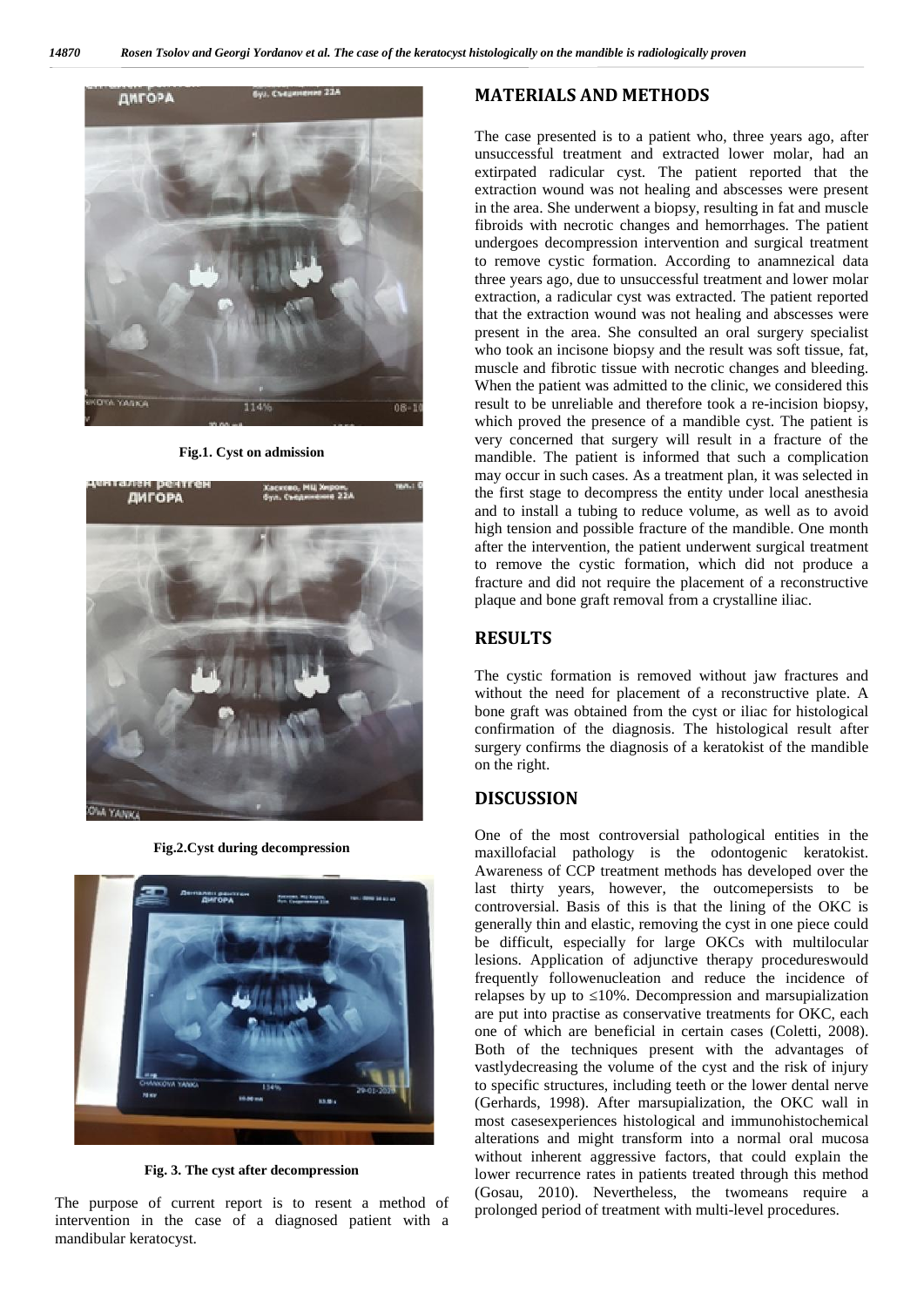Fig.1. Cyst on admission

Fig.2.Cyst during decompression

Fig. 3. The cyst after decompression

The purpose of current report is to resent a method of intervention in the case of a diagnosed patient with a mandibular keratocyst.

## MATERIALS AND METHODS

The case presented is to a patient who, three years ago, after unsuccessful treatment and extracted lower molar, had an extirpated radicular cyst. The patient reported that the extraction wound was not healing and abscesses were present in the area. She underwent a biopsy, resulting in fat and muscle fibroids with necrotic changes and hemorrhages. The patient undergoes decompression intervention and surgical treatment to remove cystic formation. According to anamnezical data three years ago, due to unsuccessful treatment and lower molar extraction, a radicular cyst was extracted. The patient reported that the extraction wound was not healing and abscesses were present in the area. She consulted an oral surgery specialist who took an incisone biopsy and the result was soft tissue, fat, muscle and fibrotic tissue with necrotic changes and bleeding. When the patient was admitted to the clinic, we considered this result to be unreliable and therefore took a re-incision biopsy, which proved the presence of a mandible cyst. The patient is very concerned that surgery will result in a fracture of the mandible. The patient is informed that such a complication may occur in such cases. As a treatment plan, it was selected in the first stage to decompress the entity under local anesthesia and to install a tubing to reduce volume, as well as to avoid high tension and possible fracture of the mandible. One month after the intervention, the patient underwent surgical treatment to remove the cystic formation, which did not produce a fracture and did not require the placement of a reconstructive plaque and bone graft removal from a crystalline iliac.

## RESULTS

The cystic formation is removed without jaw fractures and without the need for placement of a reconstructive plate. A bone graft was obtained from the cyst or iliac for histological confirmation of the diagnosis. The histological result after surgery confirms the diagnosis of a keratokist of the mandible on the right.

## DISCUSSION

One of the most controversial pathological entities in the maxillofacial pathology is the odontogenic keratokist. Awareness of CCP treatment methods has developed over the last thirty years, however, the outcomepersists to be controversial. Basis of this is that the lining of the OKC is generally thin and elastic, removing the cyst in one piece could be difficult, especially for large OKCs with multilocular lesions. Application of adjunctive therapy procedureswould frequently followenucleation and reduce the incidence of relapses by up to ≤10%. Decompression and marsupialization are put into practise as conservative treatments for OKC, each one of which are beneficial in certain cases (Coletti, 2008). Both of the techniques present with the advantages of vastlydecreasing the volume of the cyst and the risk of injury to specific structures, including teeth or the lower dental nerve (Gerhards, 1998). After marsupialization, the OKC wall in most casesexperiences histological and immunohistochemical alterations and might transform into a normal oral mucosa without inherent aggressive factors, that could explain the lower recurrence rates in patients treated through this method (Gosau, 2010). Nevertheless, the twomeans require a prolonged period of treatment with multi-level procedures.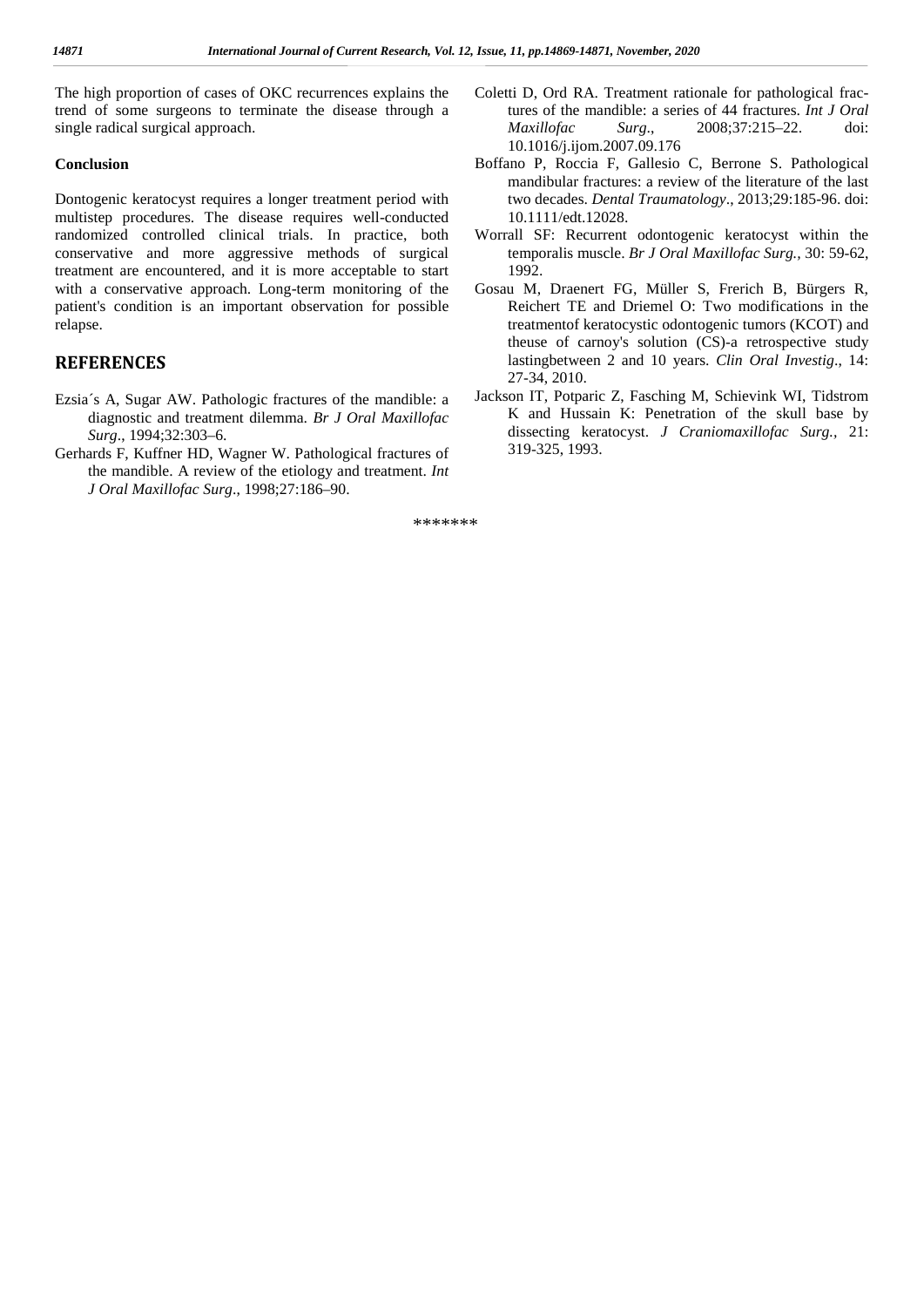The high proportion of cases of OKC recurrences explains the trend of some surgeons to terminate the disease through a single radical surgical approach.

**Conclusion**

Dontogenic keratocyst requires a longer treatment period with multistep procedures. The disease requires well-conducted randomized controlled clinical trials. In practice, both conservative and more aggressive methods of surgical treatment are encountered, and it is more acceptable to start with a conservative approach. Long-term monitoring of the patient's condition is an important observation for possible relapse.

## REFERENCES

Ezsia´s A, Sugar AW. Pathologic fractures of the mandible: a diagnostic and treatment dilemma. *Br J Oral Maxillofac Surg*., 1994;32:303–6.

Gerhards F, Kuffner HD, Wagner W. Pathological fractures of the mandible. A review of the etiology and treatment. *Int J Oral Maxillofac Surg*., 1998;27:186–90.

Coletti D, Ord RA. Treatment rationale for pathological fractures of the mandible: a series of 44 fractures. *Int J Oral Maxillofac Surg*., 2008;37:215–22. doi: 10.1016/j.ijom.2007.09.176

Boffano P, Roccia F, Gallesio C, Berrone S. Pathological mandibular fractures: a review of the literature of the last two decades. *Dental Traumatology*., 2013;29:185-96. doi: 10.1111/edt.12028.

Worrall SF: Recurrent odontogenic keratocyst within the temporalis muscle. *Br J Oral Maxillofac Surg.,* 30: 59-62, 1992.

Gosau M, Draenert FG, Müller S, Frerich B, Bürgers R, Reichert TE and Driemel O: Two modifications in the treatmentof keratocystic odontogenic tumors (KCOT) and theuse of carnoy's solution (CS)-a retrospective study lastingbetween 2 and 10 years. *Clin Oral Investig*., 14: 27-34, 2010.

Jackson IT, Potparic Z, Fasching M, Schievink WI, Tidstrom K and Hussain K: Penetration of the skull base by dissecting keratocyst. *J Craniomaxillofac Surg.,* 21: 319-325, 1993.

\*\*\*\*\*\*\*